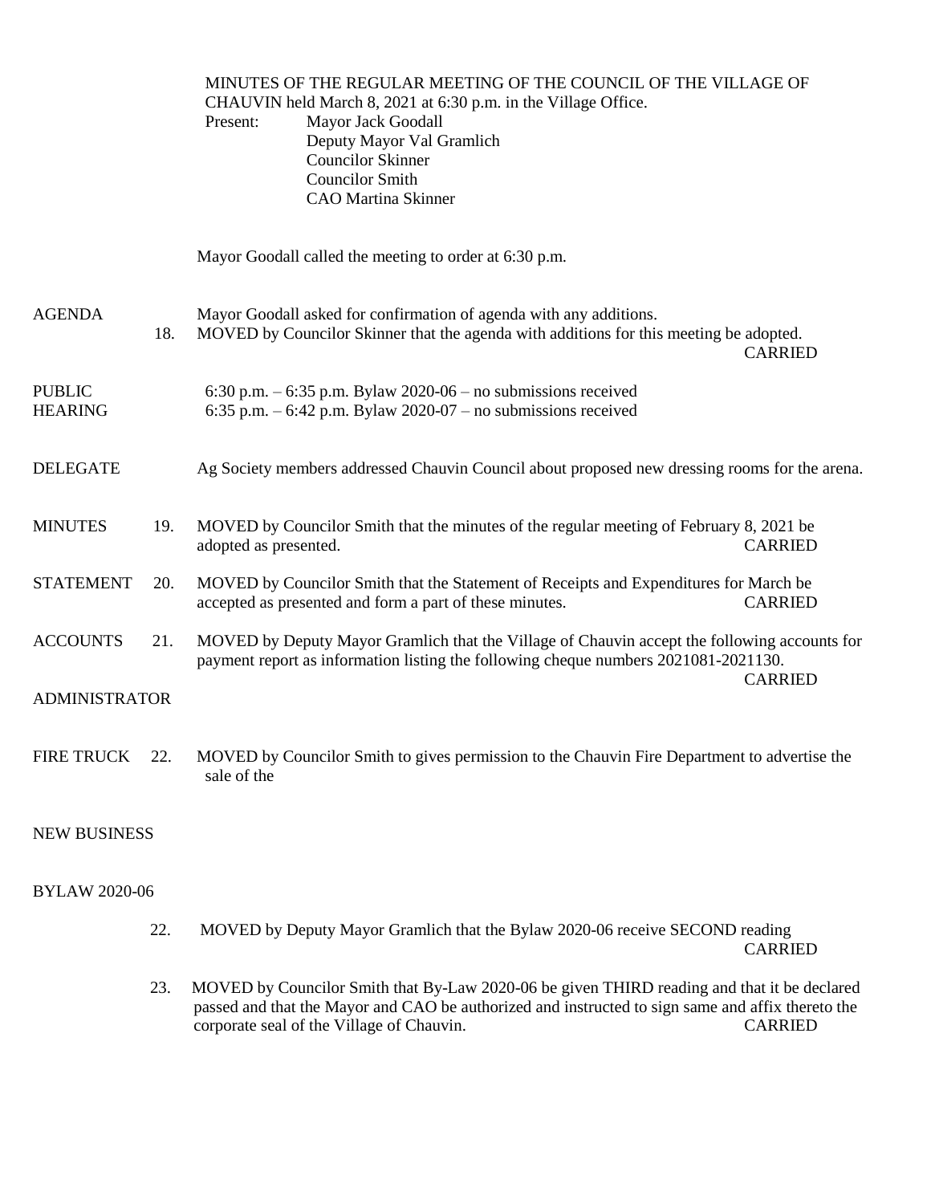MINUTES OF THE REGULAR MEETING OF THE COUNCIL OF THE VILLAGE OF CHAUVIN held March 8, 2021 at 6:30 p.m. in the Village Office.

Present: Mayor Jack Goodall
Deputy Mayor Val Gramlich
Councilor Skinner
Councilor Smith
CAO Martina Skinner

Mayor Goodall called the meeting to order at 6:30 p.m.

**AGENDA**

Mayor Goodall asked for confirmation of agenda with any additions.

18. MOVED by Councilor Skinner that the agenda with additions for this meeting be adopted. CARRIED

**PUBLIC HEARING**

6:30 p.m. – 6:35 p.m. Bylaw 2020-06 – no submissions received
6:35 p.m. – 6:42 p.m. Bylaw 2020-07 – no submissions received

**DELEGATE**

Ag Society members addressed Chauvin Council about proposed new dressing rooms for the arena.

**MINUTES**

19. MOVED by Councilor Smith that the minutes of the regular meeting of February 8, 2021 be adopted as presented. CARRIED

**STATEMENT**

20. MOVED by Councilor Smith that the Statement of Receipts and Expenditures for March be accepted as presented and form a part of these minutes. CARRIED

**ACCOUNTS**

21. MOVED by Deputy Mayor Gramlich that the Village of Chauvin accept the following accounts for payment report as information listing the following cheque numbers 2021081-2021130. CARRIED

**ADMINISTRATOR**

**FIRE TRUCK**

22. MOVED by Councilor Smith to gives permission to the Chauvin Fire Department to advertise the sale of the

**NEW BUSINESS**

**BYLAW 2020-06**

22. MOVED by Deputy Mayor Gramlich that the Bylaw 2020-06 receive SECOND reading CARRIED

23. MOVED by Councilor Smith that By-Law 2020-06 be given THIRD reading and that it be declared passed and that the Mayor and CAO be authorized and instructed to sign same and affix thereto the corporate seal of the Village of Chauvin. CARRIED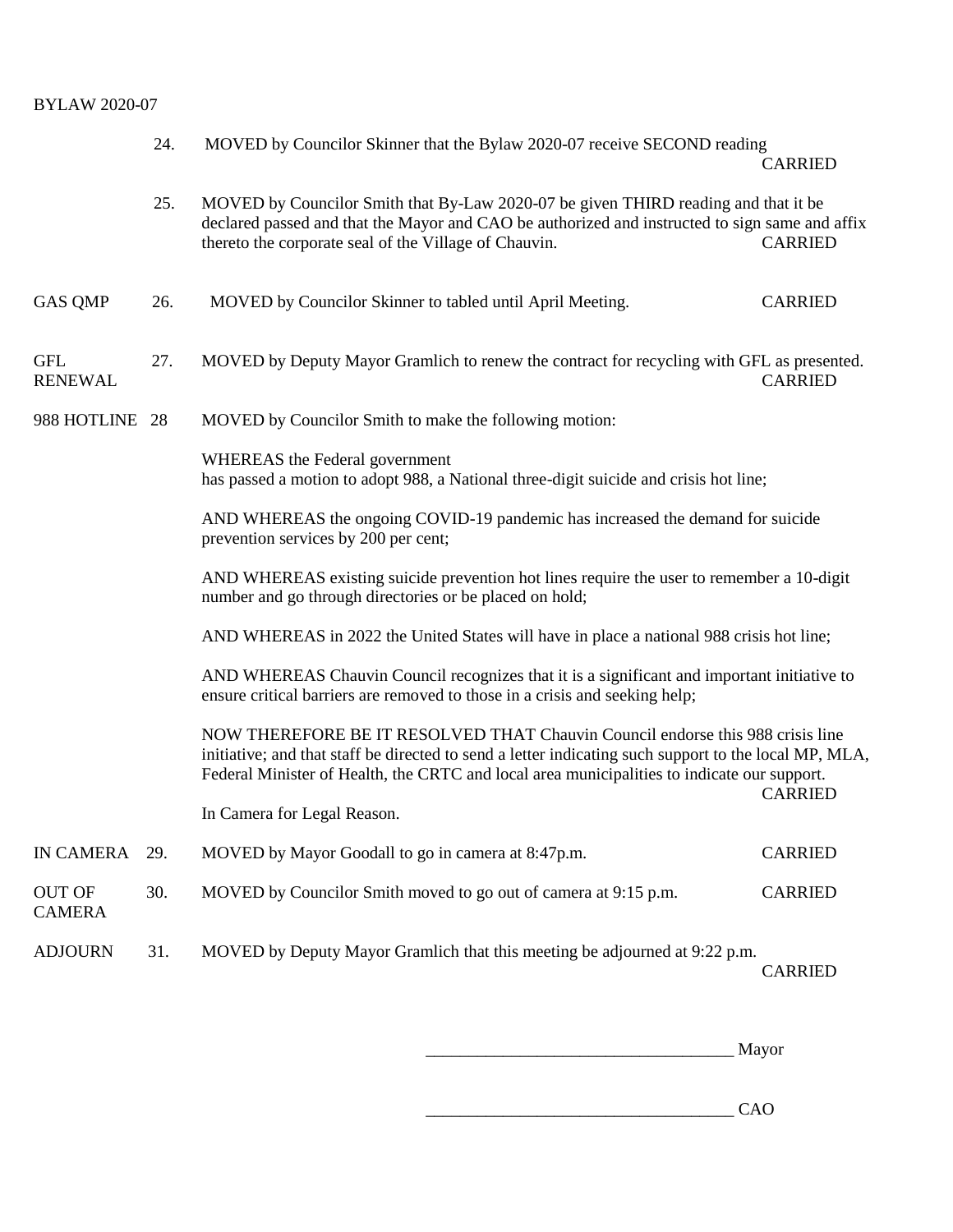BYLAW 2020-07

24. MOVED by Councilor Skinner that the Bylaw 2020-07 receive SECOND reading
CARRIED

25. MOVED by Councilor Smith that By-Law 2020-07 be given THIRD reading and that it be declared passed and that the Mayor and CAO be authorized and instructed to sign same and affix thereto the corporate seal of the Village of Chauvin. CARRIED

GAS QMP

26. MOVED by Councilor Skinner to tabled until April Meeting. CARRIED

GFL RENEWAL

27. MOVED by Deputy Mayor Gramlich to renew the contract for recycling with GFL as presented.
CARRIED

988 HOTLINE

28 MOVED by Councilor Smith to make the following motion:

WHEREAS the Federal government
has passed a motion to adopt 988, a National three-digit suicide and crisis hot line;

AND WHEREAS the ongoing COVID-19 pandemic has increased the demand for suicide prevention services by 200 per cent;

AND WHEREAS existing suicide prevention hot lines require the user to remember a 10-digit number and go through directories or be placed on hold;

AND WHEREAS in 2022 the United States will have in place a national 988 crisis hot line;

AND WHEREAS Chauvin Council recognizes that it is a significant and important initiative to ensure critical barriers are removed to those in a crisis and seeking help;

NOW THEREFORE BE IT RESOLVED THAT Chauvin Council endorse this 988 crisis line initiative; and that staff be directed to send a letter indicating such support to the local MP, MLA, Federal Minister of Health, the CRTC and local area municipalities to indicate our support.
CARRIED

In Camera for Legal Reason.

IN CAMERA

29. MOVED by Mayor Goodall to go in camera at 8:47p.m. CARRIED

OUT OF CAMERA

30. MOVED by Councilor Smith moved to go out of camera at 9:15 p.m. CARRIED

ADJOURN

31. MOVED by Deputy Mayor Gramlich that this meeting be adjourned at 9:22 p.m.
CARRIED

____________________________________ Mayor

____________________________________ CAO